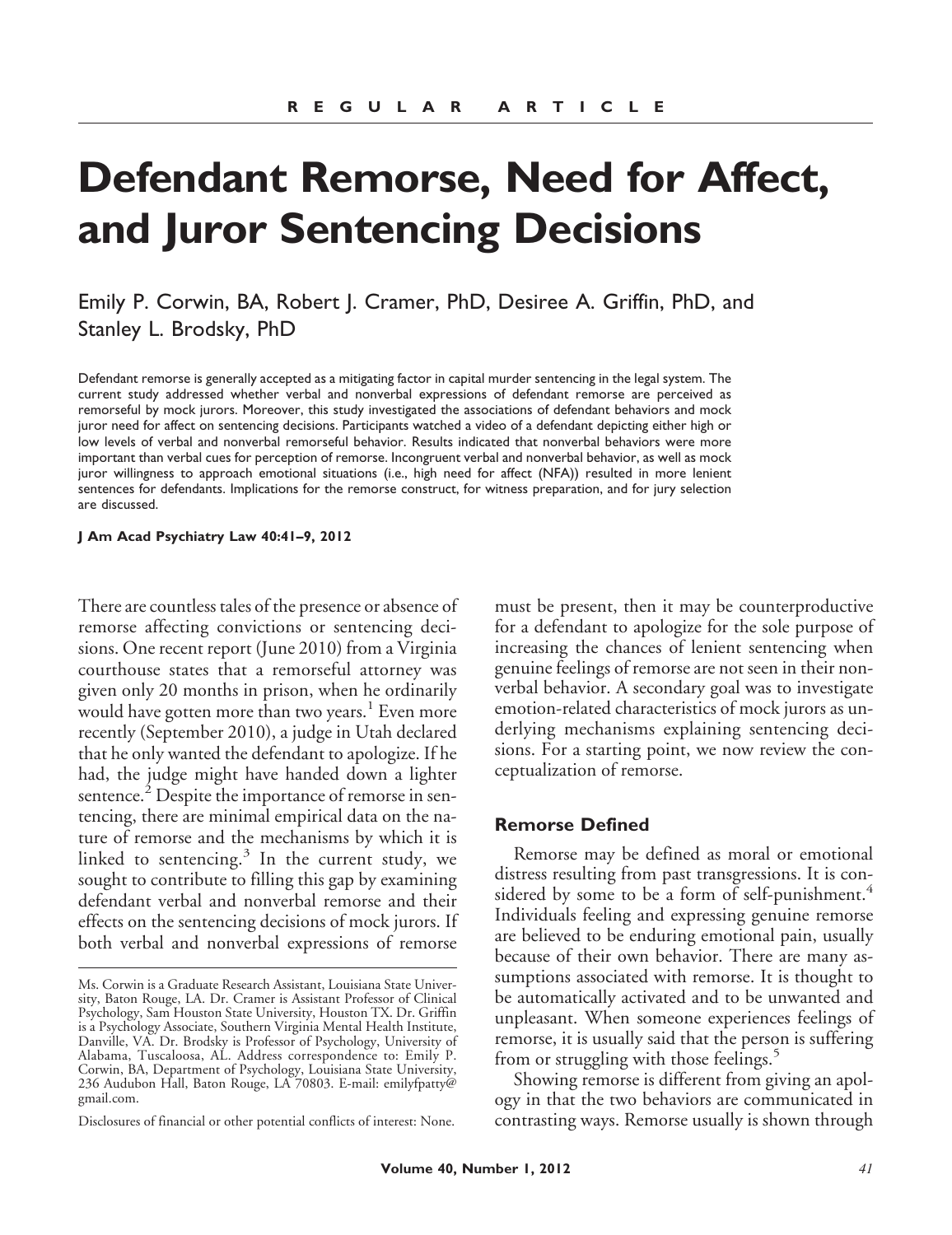REGULAR ARTICLE

# Defendant Remorse, Need for Affect, and Juror Sentencing Decisions

Emily P. Corwin, BA, Robert J. Cramer, PhD, Desiree A. Griffin, PhD, and Stanley L. Brodsky, PhD

Defendant remorse is generally accepted as a mitigating factor in capital murder sentencing in the legal system. The current study addressed whether verbal and nonverbal expressions of defendant remorse are perceived as remorseful by mock jurors. Moreover, this study investigated the associations of defendant behaviors and mock juror need for affect on sentencing decisions. Participants watched a video of a defendant depicting either high or low levels of verbal and nonverbal remorseful behavior. Results indicated that nonverbal behaviors were more important than verbal cues for perception of remorse. Incongruent verbal and nonverbal behavior, as well as mock juror willingness to approach emotional situations (i.e., high need for affect (NFA)) resulted in more lenient sentences for defendants. Implications for the remorse construct, for witness preparation, and for jury selection are discussed.

**J Am Acad Psychiatry Law 40:41–9, 2012**

There are countless tales of the presence or absence of remorse affecting convictions or sentencing decisions. One recent report (June 2010) from a Virginia courthouse states that a remorseful attorney was given only 20 months in prison, when he ordinarily would have gotten more than two years.[1] Even more recently (September 2010), a judge in Utah declared that he only wanted the defendant to apologize. If he had, the judge might have handed down a lighter sentence.[2] Despite the importance of remorse in sentencing, there are minimal empirical data on the nature of remorse and the mechanisms by which it is linked to sentencing.[3] In the current study, we sought to contribute to filling this gap by examining defendant verbal and nonverbal remorse and their effects on the sentencing decisions of mock jurors. If both verbal and nonverbal expressions of remorse must be present, then it may be counterproductive for a defendant to apologize for the sole purpose of increasing the chances of lenient sentencing when genuine feelings of remorse are not seen in their nonverbal behavior. A secondary goal was to investigate emotion-related characteristics of mock jurors as underlying mechanisms explaining sentencing decisions. For a starting point, we now review the conceptualization of remorse.

## Remorse Defined

Remorse may be defined as moral or emotional distress resulting from past transgressions. It is considered by some to be a form of self-punishment.[4] Individuals feeling and expressing genuine remorse are believed to be enduring emotional pain, usually because of their own behavior. There are many assumptions associated with remorse. It is thought to be automatically activated and to be unwanted and unpleasant. When someone experiences feelings of remorse, it is usually said that the person is suffering from or struggling with those feelings.[5]

Showing remorse is different from giving an apology in that the two behaviors are communicated in contrasting ways. Remorse usually is shown through

---

Ms. Corwin is a Graduate Research Assistant, Louisiana State University, Baton Rouge, LA. Dr. Cramer is Assistant Professor of Clinical Psychology, Sam Houston State University, Houston TX. Dr. Griffin is a Psychology Associate, Southern Virginia Mental Health Institute, Danville, VA. Dr. Brodsky is Professor of Psychology, University of Alabama, Tuscaloosa, AL. Address correspondence to: Emily P. Corwin, BA, Department of Psychology, Louisiana State University, 236 Audubon Hall, Baton Rouge, LA 70803. E-mail: emilyfpatty@gmail.com.

Disclosures of financial or other potential conflicts of interest: None.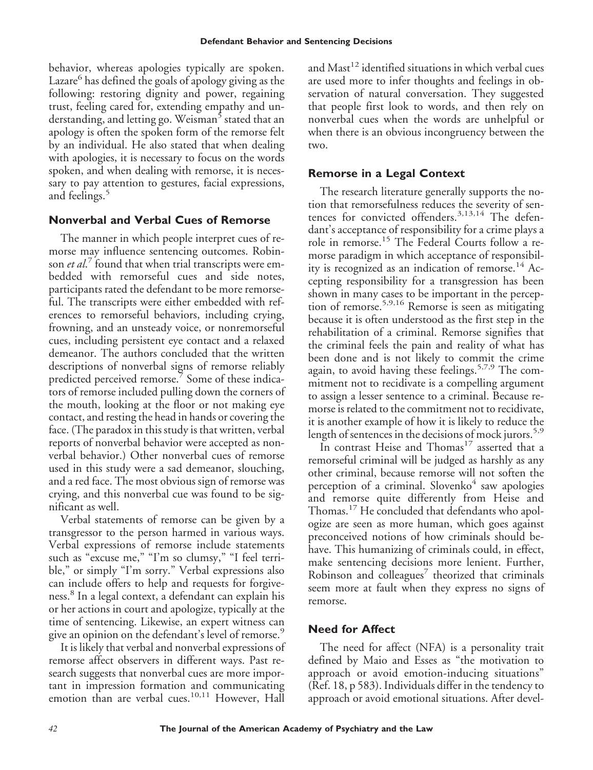behavior, whereas apologies typically are spoken. Lazare[6] has defined the goals of apology giving as the following: restoring dignity and power, regaining trust, feeling cared for, extending empathy and understanding, and letting go. Weisman[5] stated that an apology is often the spoken form of the remorse felt by an individual. He also stated that when dealing with apologies, it is necessary to focus on the words spoken, and when dealing with remorse, it is necessary to pay attention to gestures, facial expressions, and feelings.[5]

## Nonverbal and Verbal Cues of Remorse

The manner in which people interpret cues of remorse may influence sentencing outcomes. Robinson *et al.*[7] found that when trial transcripts were embedded with remorseful cues and side notes, participants rated the defendant to be more remorseful. The transcripts were either embedded with references to remorseful behaviors, including crying, frowning, and an unsteady voice, or nonremorseful cues, including persistent eye contact and a relaxed demeanor. The authors concluded that the written descriptions of nonverbal signs of remorse reliably predicted perceived remorse.[7] Some of these indicators of remorse included pulling down the corners of the mouth, looking at the floor or not making eye contact, and resting the head in hands or covering the face. (The paradox in this study is that written, verbal reports of nonverbal behavior were accepted as nonverbal behavior.) Other nonverbal cues of remorse used in this study were a sad demeanor, slouching, and a red face. The most obvious sign of remorse was crying, and this nonverbal cue was found to be significant as well.

Verbal statements of remorse can be given by a transgressor to the person harmed in various ways. Verbal expressions of remorse include statements such as "excuse me," "I'm so clumsy," "I feel terrible," or simply "I'm sorry." Verbal expressions also can include offers to help and requests for forgiveness.[8] In a legal context, a defendant can explain his or her actions in court and apologize, typically at the time of sentencing. Likewise, an expert witness can give an opinion on the defendant's level of remorse.[9]

It is likely that verbal and nonverbal expressions of remorse affect observers in different ways. Past research suggests that nonverbal cues are more important in impression formation and communicating emotion than are verbal cues.[10,11] However, Hall and Mast[12] identified situations in which verbal cues are used more to infer thoughts and feelings in observation of natural conversation. They suggested that people first look to words, and then rely on nonverbal cues when the words are unhelpful or when there is an obvious incongruency between the two.

## Remorse in a Legal Context

The research literature generally supports the notion that remorsefulness reduces the severity of sentences for convicted offenders.[3,13,14] The defendant's acceptance of responsibility for a crime plays a role in remorse.[15] The Federal Courts follow a remorse paradigm in which acceptance of responsibility is recognized as an indication of remorse.[14] Accepting responsibility for a transgression has been shown in many cases to be important in the perception of remorse.[5,9,16] Remorse is seen as mitigating because it is often understood as the first step in the rehabilitation of a criminal. Remorse signifies that the criminal feels the pain and reality of what has been done and is not likely to commit the crime again, to avoid having these feelings.[5,7,9] The commitment not to recidivate is a compelling argument to assign a lesser sentence to a criminal. Because remorse is related to the commitment not to recidivate, it is another example of how it is likely to reduce the length of sentences in the decisions of mock jurors.[5,9]

In contrast Heise and Thomas[17] asserted that a remorseful criminal will be judged as harshly as any other criminal, because remorse will not soften the perception of a criminal. Slovenko[4] saw apologies and remorse quite differently from Heise and Thomas.[17] He concluded that defendants who apologize are seen as more human, which goes against preconceived notions of how criminals should behave. This humanizing of criminals could, in effect, make sentencing decisions more lenient. Further, Robinson and colleagues[7] theorized that criminals seem more at fault when they express no signs of remorse.

## Need for Affect

The need for affect (NFA) is a personality trait defined by Maio and Esses as "the motivation to approach or avoid emotion-inducing situations" (Ref. 18, p 583). Individuals differ in the tendency to approach or avoid emotional situations. After devel-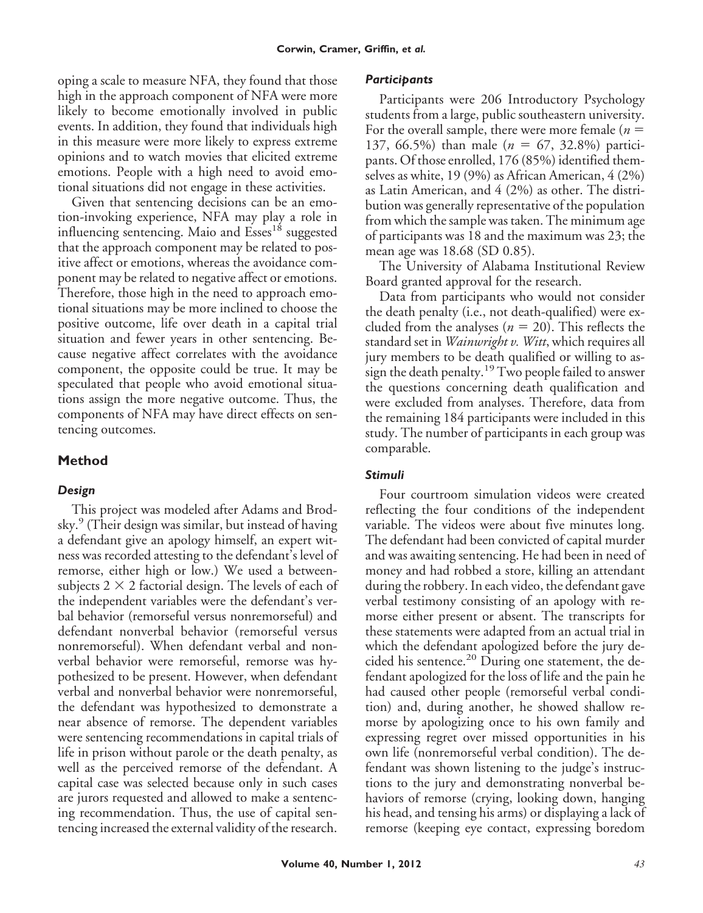oping a scale to measure NFA, they found that those high in the approach component of NFA were more likely to become emotionally involved in public events. In addition, they found that individuals high in this measure were more likely to express extreme opinions and to watch movies that elicited extreme emotions. People with a high need to avoid emotional situations did not engage in these activities.

Given that sentencing decisions can be an emotion-invoking experience, NFA may play a role in influencing sentencing. Maio and Esses[18] suggested that the approach component may be related to positive affect or emotions, whereas the avoidance component may be related to negative affect or emotions. Therefore, those high in the need to approach emotional situations may be more inclined to choose the positive outcome, life over death in a capital trial situation and fewer years in other sentencing. Because negative affect correlates with the avoidance component, the opposite could be true. It may be speculated that people who avoid emotional situations assign the more negative outcome. Thus, the components of NFA may have direct effects on sentencing outcomes.

## Method

### *Design*

This project was modeled after Adams and Brodsky.[9] (Their design was similar, but instead of having a defendant give an apology himself, an expert witness was recorded attesting to the defendant's level of remorse, either high or low.) We used a between-subjects $2 \times 2$ factorial design. The levels of each of the independent variables were the defendant's verbal behavior (remorseful versus nonremorseful) and defendant nonverbal behavior (remorseful versus nonremorseful). When defendant verbal and nonverbal behavior were remorseful, remorse was hypothesized to be present. However, when defendant verbal and nonverbal behavior were nonremorseful, the defendant was hypothesized to demonstrate a near absence of remorse. The dependent variables were sentencing recommendations in capital trials of life in prison without parole or the death penalty, as well as the perceived remorse of the defendant. A capital case was selected because only in such cases are jurors requested and allowed to make a sentencing recommendation. Thus, the use of capital sentencing increased the external validity of the research.

### *Participants*

Participants were 206 Introductory Psychology students from a large, public southeastern university. For the overall sample, there were more female ($n$ = 137, 66.5%) than male ($n$ = 67, 32.8%) participants. Of those enrolled, 176 (85%) identified themselves as white, 19 (9%) as African American, 4 (2%) as Latin American, and 4 (2%) as other. The distribution was generally representative of the population from which the sample was taken. The minimum age of participants was 18 and the maximum was 23; the mean age was 18.68 (SD 0.85).

The University of Alabama Institutional Review Board granted approval for the research.

Data from participants who would not consider the death penalty (i.e., not death-qualified) were excluded from the analyses ($n$ = 20). This reflects the standard set in *Wainwright v. Witt*, which requires all jury members to be death qualified or willing to assign the death penalty.[19] Two people failed to answer the questions concerning death qualification and were excluded from analyses. Therefore, data from the remaining 184 participants were included in this study. The number of participants in each group was comparable.

### *Stimuli*

Four courtroom simulation videos were created reflecting the four conditions of the independent variable. The videos were about five minutes long. The defendant had been convicted of capital murder and was awaiting sentencing. He had been in need of money and had robbed a store, killing an attendant during the robbery. In each video, the defendant gave verbal testimony consisting of an apology with remorse either present or absent. The transcripts for these statements were adapted from an actual trial in which the defendant apologized before the jury decided his sentence.[20] During one statement, the defendant apologized for the loss of life and the pain he had caused other people (remorseful verbal condition) and, during another, he showed shallow remorse by apologizing once to his own family and expressing regret over missed opportunities in his own life (nonremorseful verbal condition). The defendant was shown listening to the judge's instructions to the jury and demonstrating nonverbal behaviors of remorse (crying, looking down, hanging his head, and tensing his arms) or displaying a lack of remorse (keeping eye contact, expressing boredom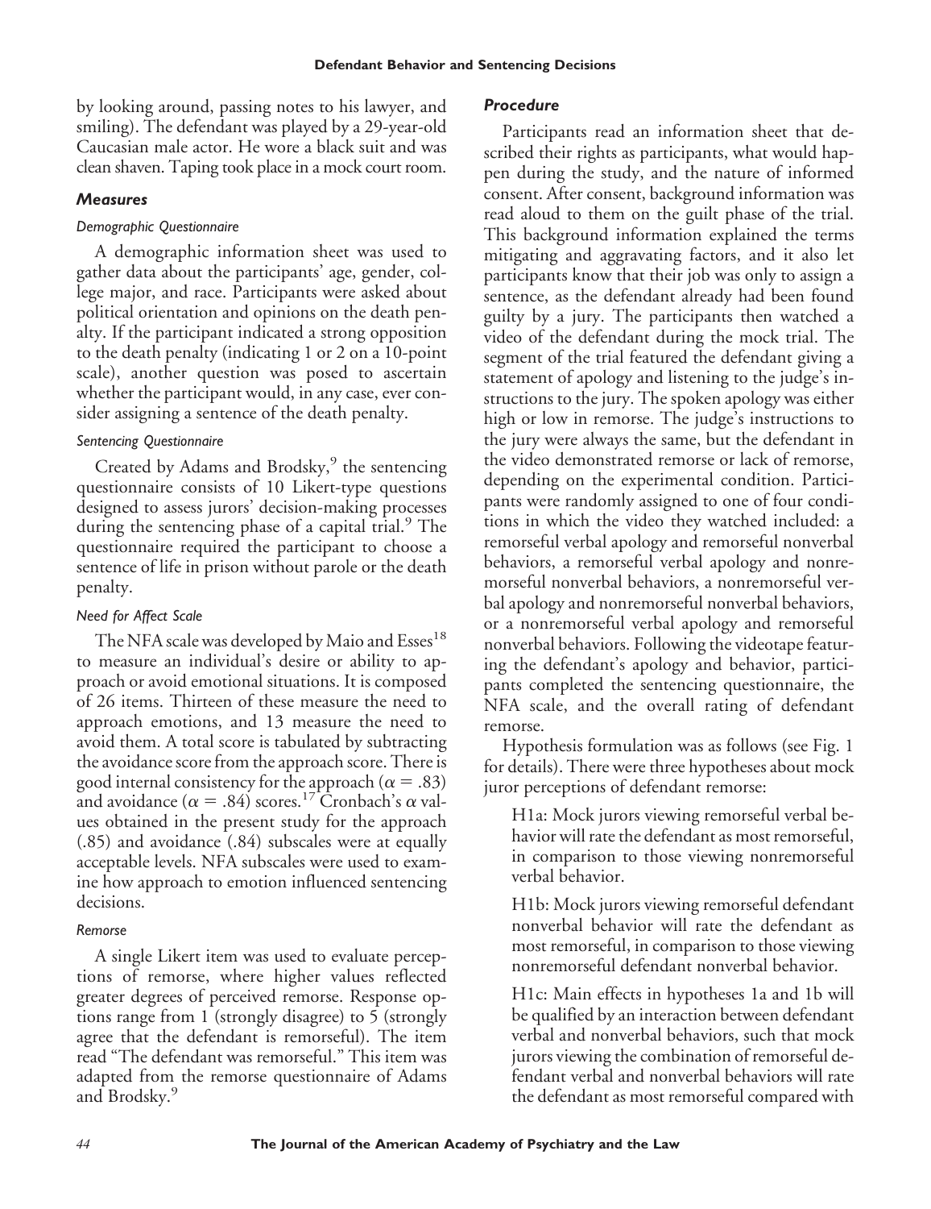by looking around, passing notes to his lawyer, and smiling). The defendant was played by a 29-year-old Caucasian male actor. He wore a black suit and was clean shaven. Taping took place in a mock court room.

### *Measures*

#### *Demographic Questionnaire*

A demographic information sheet was used to gather data about the participants' age, gender, college major, and race. Participants were asked about political orientation and opinions on the death penalty. If the participant indicated a strong opposition to the death penalty (indicating 1 or 2 on a 10-point scale), another question was posed to ascertain whether the participant would, in any case, ever consider assigning a sentence of the death penalty.

#### *Sentencing Questionnaire*

Created by Adams and Brodsky,[9] the sentencing questionnaire consists of 10 Likert-type questions designed to assess jurors' decision-making processes during the sentencing phase of a capital trial.[9] The questionnaire required the participant to choose a sentence of life in prison without parole or the death penalty.

#### *Need for Affect Scale*

The NFA scale was developed by Maio and Esses[18] to measure an individual's desire or ability to approach or avoid emotional situations. It is composed of 26 items. Thirteen of these measure the need to approach emotions, and 13 measure the need to avoid them. A total score is tabulated by subtracting the avoidance score from the approach score. There is good internal consistency for the approach ($\alpha = .83$) and avoidance ($\alpha = .84$) scores.[17] Cronbach's $\alpha$ values obtained in the present study for the approach (.85) and avoidance (.84) subscales were at equally acceptable levels. NFA subscales were used to examine how approach to emotion influenced sentencing decisions.

#### *Remorse*

A single Likert item was used to evaluate perceptions of remorse, where higher values reflected greater degrees of perceived remorse. Response options range from 1 (strongly disagree) to 5 (strongly agree that the defendant is remorseful). The item read "The defendant was remorseful." This item was adapted from the remorse questionnaire of Adams and Brodsky.[9]

### *Procedure*

Participants read an information sheet that described their rights as participants, what would happen during the study, and the nature of informed consent. After consent, background information was read aloud to them on the guilt phase of the trial. This background information explained the terms mitigating and aggravating factors, and it also let participants know that their job was only to assign a sentence, as the defendant already had been found guilty by a jury. The participants then watched a video of the defendant during the mock trial. The segment of the trial featured the defendant giving a statement of apology and listening to the judge's instructions to the jury. The spoken apology was either high or low in remorse. The judge's instructions to the jury were always the same, but the defendant in the video demonstrated remorse or lack of remorse, depending on the experimental condition. Participants were randomly assigned to one of four conditions in which the video they watched included: a remorseful verbal apology and remorseful nonverbal behaviors, a remorseful verbal apology and nonremorseful nonverbal behaviors, a nonremorseful verbal apology and nonremorseful nonverbal behaviors, or a nonremorseful verbal apology and remorseful nonverbal behaviors. Following the videotape featuring the defendant's apology and behavior, participants completed the sentencing questionnaire, the NFA scale, and the overall rating of defendant remorse.

Hypothesis formulation was as follows (see Fig. 1 for details). There were three hypotheses about mock juror perceptions of defendant remorse:

> H1a: Mock jurors viewing remorseful verbal behavior will rate the defendant as most remorseful, in comparison to those viewing nonremorseful verbal behavior.
>
> H1b: Mock jurors viewing remorseful defendant nonverbal behavior will rate the defendant as most remorseful, in comparison to those viewing nonremorseful defendant nonverbal behavior.
>
> H1c: Main effects in hypotheses 1a and 1b will be qualified by an interaction between defendant verbal and nonverbal behaviors, such that mock jurors viewing the combination of remorseful defendant verbal and nonverbal behaviors will rate the defendant as most remorseful compared with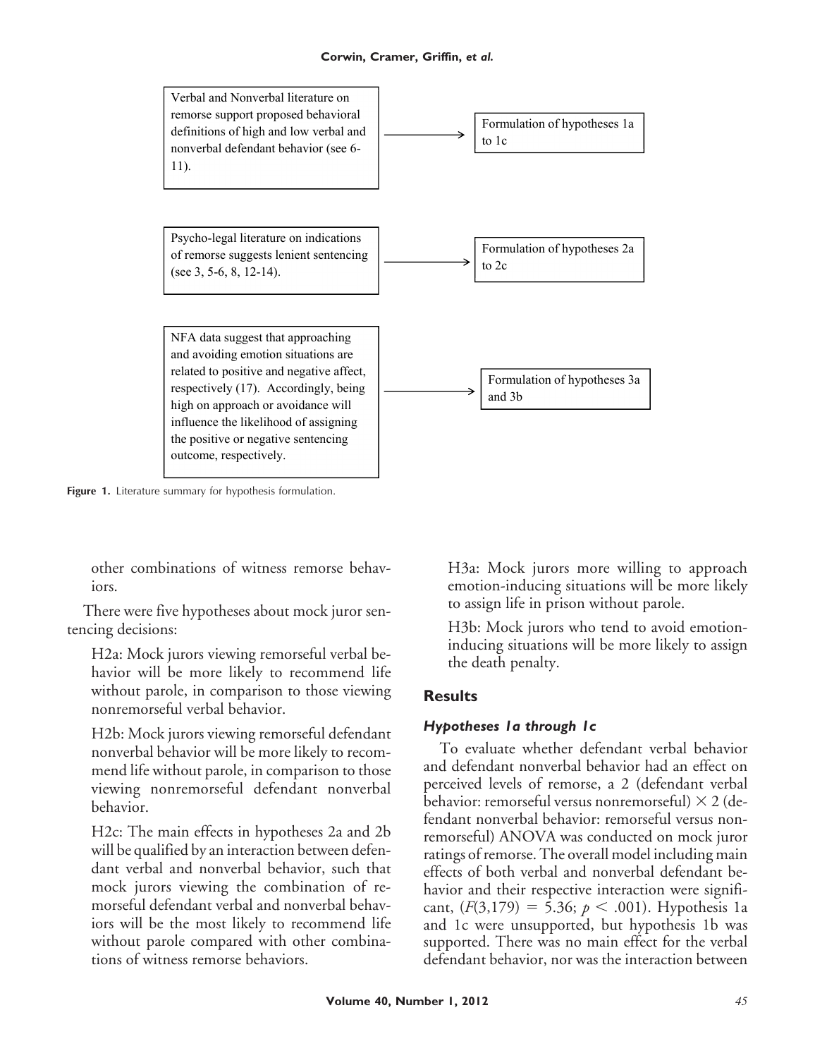Verbal and Nonverbal literature on remorse support proposed behavioral definitions of high and low verbal and nonverbal defendant behavior (see 6-11). → Formulation of hypotheses 1a to 1c

Psycho-legal literature on indications of remorse suggests lenient sentencing (see 3, 5-6, 8, 12-14). → Formulation of hypotheses 2a to 2c

NFA data suggest that approaching and avoiding emotion situations are related to positive and negative affect, respectively (17). Accordingly, being high on approach or avoidance will influence the likelihood of assigning the positive or negative sentencing outcome, respectively. → Formulation of hypotheses 3a and 3b

**Figure 1.** Literature summary for hypothesis formulation.

other combinations of witness remorse behaviors.

There were five hypotheses about mock juror sentencing decisions:

H2a: Mock jurors viewing remorseful verbal behavior will be more likely to recommend life without parole, in comparison to those viewing nonremorseful verbal behavior.

H2b: Mock jurors viewing remorseful defendant nonverbal behavior will be more likely to recommend life without parole, in comparison to those viewing nonremorseful defendant nonverbal behavior.

H2c: The main effects in hypotheses 2a and 2b will be qualified by an interaction between defendant verbal and nonverbal behavior, such that mock jurors viewing the combination of remorseful defendant verbal and nonverbal behaviors will be the most likely to recommend life without parole compared with other combinations of witness remorse behaviors.

H3a: Mock jurors more willing to approach emotion-inducing situations will be more likely to assign life in prison without parole.

H3b: Mock jurors who tend to avoid emotion-inducing situations will be more likely to assign the death penalty.

## Results

### *Hypotheses 1a through 1c*

To evaluate whether defendant verbal behavior and defendant nonverbal behavior had an effect on perceived levels of remorse, a 2 (defendant verbal behavior: remorseful versus nonremorseful) × 2 (defendant nonverbal behavior: remorseful versus nonremorseful) ANOVA was conducted on mock juror ratings of remorse. The overall model including main effects of both verbal and nonverbal defendant behavior and their respective interaction were significant, ($F(3,179) = 5.36$; $p < .001$). Hypothesis 1a and 1c were unsupported, but hypothesis 1b was supported. There was no main effect for the verbal defendant behavior, nor was the interaction between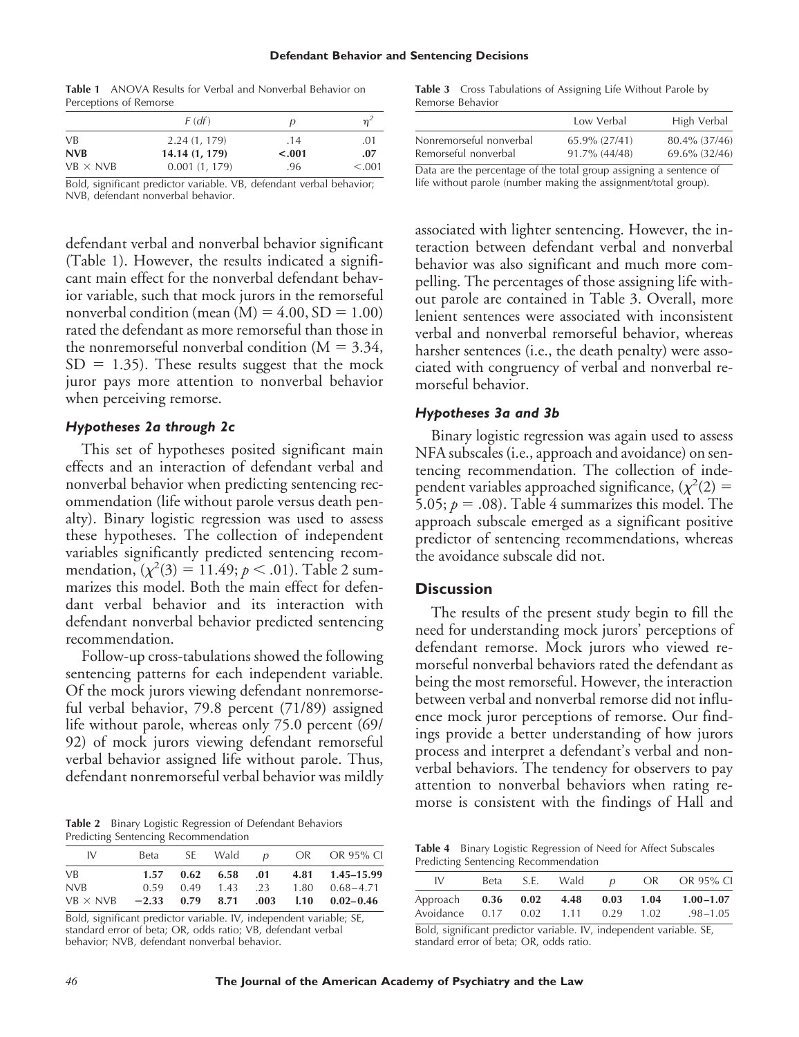**Table 1** ANOVA Results for Verbal and Nonverbal Behavior on Perceptions of Remorse

| | $F$ ($df$) | $p$ | $\eta^2$ |
|---|---|---|---|
| VB | 2.24 (1, 179) | .14 | .01 |
| **NVB** | **14.14 (1, 179)** | **<.001** | **.07** |
| VB × NVB | 0.001 (1, 179) | .96 | <.001 |

Bold, significant predictor variable. VB, defendant verbal behavior; NVB, defendant nonverbal behavior.

defendant verbal and nonverbal behavior significant (Table 1). However, the results indicated a significant main effect for the nonverbal defendant behavior variable, such that mock jurors in the remorseful nonverbal condition (mean (M) = 4.00, SD = 1.00) rated the defendant as more remorseful than those in the nonremorseful nonverbal condition (M = 3.34, SD = 1.35). These results suggest that the mock juror pays more attention to nonverbal behavior when perceiving remorse.

### *Hypotheses 2a through 2c*

This set of hypotheses posited significant main effects and an interaction of defendant verbal and nonverbal behavior when predicting sentencing recommendation (life without parole versus death penalty). Binary logistic regression was used to assess these hypotheses. The collection of independent variables significantly predicted sentencing recommendation, ($\chi^2(3) = 11.49$; $p < .01$). Table 2 summarizes this model. Both the main effect for defendant verbal behavior and its interaction with defendant nonverbal behavior predicted sentencing recommendation.

Follow-up cross-tabulations showed the following sentencing patterns for each independent variable. Of the mock jurors viewing defendant nonremorseful verbal behavior, 79.8 percent (71/89) assigned life without parole, whereas only 75.0 percent (69/92) of mock jurors viewing defendant remorseful verbal behavior assigned life without parole. Thus, defendant nonremorseful verbal behavior was mildly associated with lighter sentencing. However, the interaction between defendant verbal and nonverbal behavior was also significant and much more compelling. The percentages of those assigning life without parole are contained in Table 3. Overall, more lenient sentences were associated with inconsistent verbal and nonverbal remorseful behavior, whereas harsher sentences (i.e., the death penalty) were associated with congruency of verbal and nonverbal remorseful behavior.

**Table 2** Binary Logistic Regression of Defendant Behaviors Predicting Sentencing Recommendation

| IV | Beta | SE | Wald | $p$ | OR | OR 95% CI |
|---|---|---|---|---|---|---|
| **VB** | **1.57** | **0.62** | **6.58** | **.01** | **4.81** | **1.45–15.99** |
| NVB | 0.59 | 0.49 | 1.43 | .23 | 1.80 | 0.68–4.71 |
| **VB × NVB** | **−2.33** | **0.79** | **8.71** | **.003** | **l.10** | **0.02–0.46** |

Bold, significant predictor variable. IV, independent variable; SE, standard error of beta; OR, odds ratio; VB, defendant verbal behavior; NVB, defendant nonverbal behavior.

**Table 3** Cross Tabulations of Assigning Life Without Parole by Remorse Behavior

| | Low Verbal | High Verbal |
|---|---|---|
| Nonremorseful nonverbal | 65.9% (27/41) | 80.4% (37/46) |
| Remorseful nonverbal | 91.7% (44/48) | 69.6% (32/46) |

Data are the percentage of the total group assigning a sentence of life without parole (number making the assignment/total group).

### *Hypotheses 3a and 3b*

Binary logistic regression was again used to assess NFA subscales (i.e., approach and avoidance) on sentencing recommendation. The collection of independent variables approached significance, ($\chi^2(2) = 5.05$; $p = .08$). Table 4 summarizes this model. The approach subscale emerged as a significant positive predictor of sentencing recommendations, whereas the avoidance subscale did not.

**Table 4** Binary Logistic Regression of Need for Affect Subscales Predicting Sentencing Recommendation

| IV | Beta | S.E. | Wald | $p$ | OR | OR 95% CI |
|---|---|---|---|---|---|---|
| **Approach** | **0.36** | **0.02** | **4.48** | **0.03** | **1.04** | **1.00–1.07** |
| Avoidance | 0.17 | 0.02 | 1.11 | 0.29 | 1.02 | .98–1.05 |

Bold, significant predictor variable. IV, independent variable. SE, standard error of beta; OR, odds ratio.

## Discussion

The results of the present study begin to fill the need for understanding mock jurors' perceptions of defendant remorse. Mock jurors who viewed remorseful nonverbal behaviors rated the defendant as being the most remorseful. However, the interaction between verbal and nonverbal remorse did not influence mock juror perceptions of remorse. Our findings provide a better understanding of how jurors process and interpret a defendant's verbal and nonverbal behaviors. The tendency for observers to pay attention to nonverbal behaviors when rating remorse is consistent with the findings of Hall and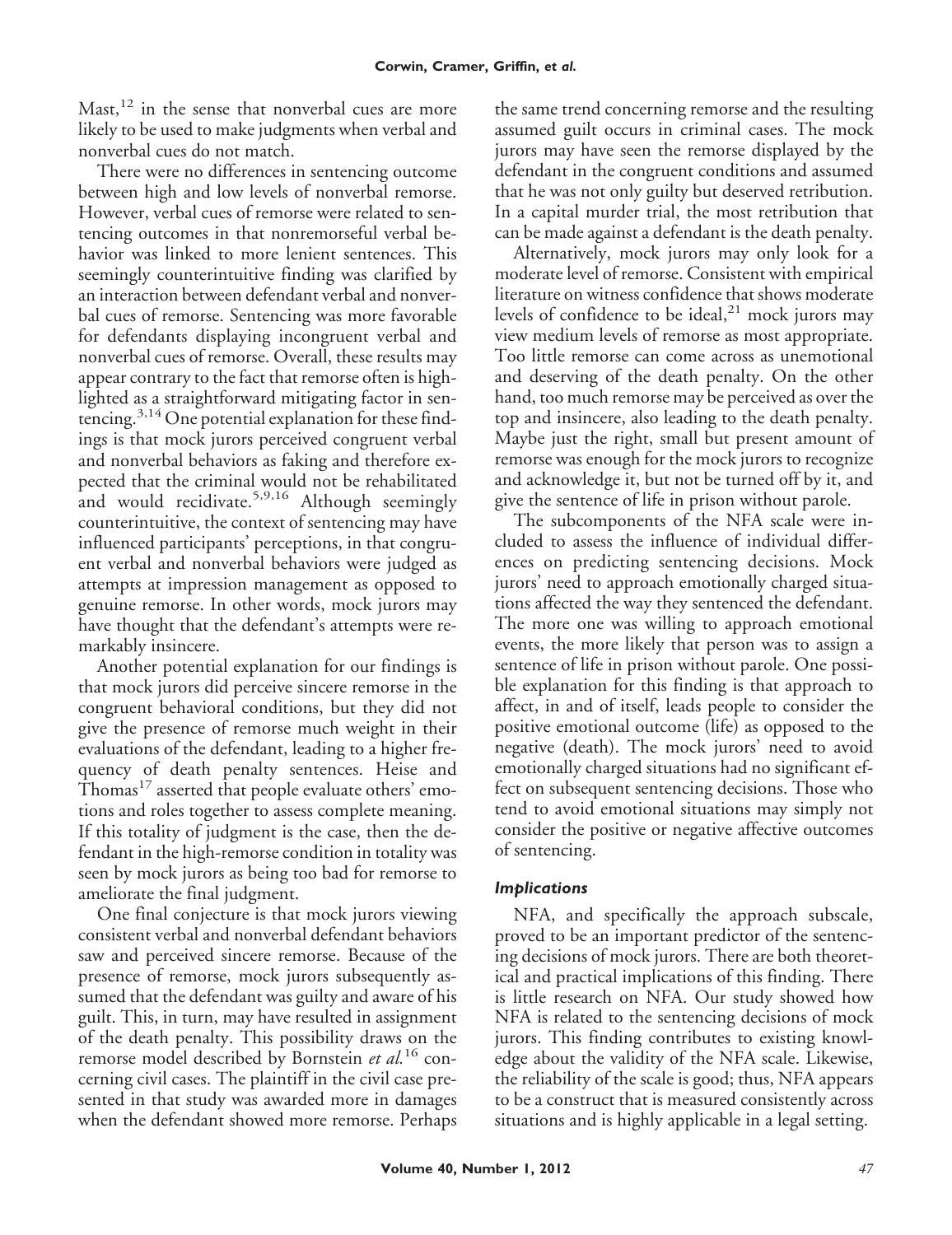Mast,[12] in the sense that nonverbal cues are more likely to be used to make judgments when verbal and nonverbal cues do not match.

There were no differences in sentencing outcome between high and low levels of nonverbal remorse. However, verbal cues of remorse were related to sentencing outcomes in that nonremorseful verbal behavior was linked to more lenient sentences. This seemingly counterintuitive finding was clarified by an interaction between defendant verbal and nonverbal cues of remorse. Sentencing was more favorable for defendants displaying incongruent verbal and nonverbal cues of remorse. Overall, these results may appear contrary to the fact that remorse often is highlighted as a straightforward mitigating factor in sentencing.[3,14] One potential explanation for these findings is that mock jurors perceived congruent verbal and nonverbal behaviors as faking and therefore expected that the criminal would not be rehabilitated and would recidivate.[5,9,16] Although seemingly counterintuitive, the context of sentencing may have influenced participants' perceptions, in that congruent verbal and nonverbal behaviors were judged as attempts at impression management as opposed to genuine remorse. In other words, mock jurors may have thought that the defendant's attempts were remarkably insincere.

Another potential explanation for our findings is that mock jurors did perceive sincere remorse in the congruent behavioral conditions, but they did not give the presence of remorse much weight in their evaluations of the defendant, leading to a higher frequency of death penalty sentences. Heise and Thomas[17] asserted that people evaluate others' emotions and roles together to assess complete meaning. If this totality of judgment is the case, then the defendant in the high-remorse condition in totality was seen by mock jurors as being too bad for remorse to ameliorate the final judgment.

One final conjecture is that mock jurors viewing consistent verbal and nonverbal defendant behaviors saw and perceived sincere remorse. Because of the presence of remorse, mock jurors subsequently assumed that the defendant was guilty and aware of his guilt. This, in turn, may have resulted in assignment of the death penalty. This possibility draws on the remorse model described by Bornstein *et al.*[16] concerning civil cases. The plaintiff in the civil case presented in that study was awarded more in damages when the defendant showed more remorse. Perhaps the same trend concerning remorse and the resulting assumed guilt occurs in criminal cases. The mock jurors may have seen the remorse displayed by the defendant in the congruent conditions and assumed that he was not only guilty but deserved retribution. In a capital murder trial, the most retribution that can be made against a defendant is the death penalty.

Alternatively, mock jurors may only look for a moderate level of remorse. Consistent with empirical literature on witness confidence that shows moderate levels of confidence to be ideal,[21] mock jurors may view medium levels of remorse as most appropriate. Too little remorse can come across as unemotional and deserving of the death penalty. On the other hand, too much remorse may be perceived as over the top and insincere, also leading to the death penalty. Maybe just the right, small but present amount of remorse was enough for the mock jurors to recognize and acknowledge it, but not be turned off by it, and give the sentence of life in prison without parole.

The subcomponents of the NFA scale were included to assess the influence of individual differences on predicting sentencing decisions. Mock jurors' need to approach emotionally charged situations affected the way they sentenced the defendant. The more one was willing to approach emotional events, the more likely that person was to assign a sentence of life in prison without parole. One possible explanation for this finding is that approach to affect, in and of itself, leads people to consider the positive emotional outcome (life) as opposed to the negative (death). The mock jurors' need to avoid emotionally charged situations had no significant effect on subsequent sentencing decisions. Those who tend to avoid emotional situations may simply not consider the positive or negative affective outcomes of sentencing.

### *Implications*

NFA, and specifically the approach subscale, proved to be an important predictor of the sentencing decisions of mock jurors. There are both theoretical and practical implications of this finding. There is little research on NFA. Our study showed how NFA is related to the sentencing decisions of mock jurors. This finding contributes to existing knowledge about the validity of the NFA scale. Likewise, the reliability of the scale is good; thus, NFA appears to be a construct that is measured consistently across situations and is highly applicable in a legal setting.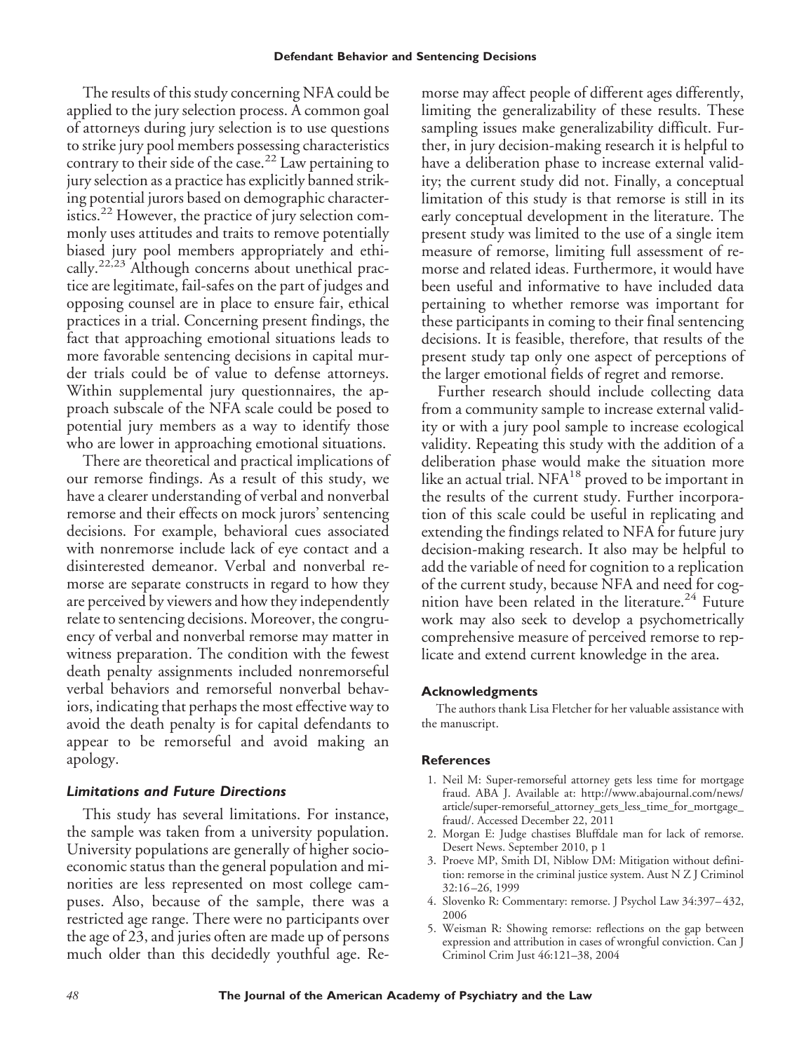The results of this study concerning NFA could be applied to the jury selection process. A common goal of attorneys during jury selection is to use questions to strike jury pool members possessing characteristics contrary to their side of the case.[22] Law pertaining to jury selection as a practice has explicitly banned striking potential jurors based on demographic characteristics.[22] However, the practice of jury selection commonly uses attitudes and traits to remove potentially biased jury pool members appropriately and ethically.[22,23] Although concerns about unethical practice are legitimate, fail-safes on the part of judges and opposing counsel are in place to ensure fair, ethical practices in a trial. Concerning present findings, the fact that approaching emotional situations leads to more favorable sentencing decisions in capital murder trials could be of value to defense attorneys. Within supplemental jury questionnaires, the approach subscale of the NFA scale could be posed to potential jury members as a way to identify those who are lower in approaching emotional situations.

There are theoretical and practical implications of our remorse findings. As a result of this study, we have a clearer understanding of verbal and nonverbal remorse and their effects on mock jurors' sentencing decisions. For example, behavioral cues associated with nonremorse include lack of eye contact and a disinterested demeanor. Verbal and nonverbal remorse are separate constructs in regard to how they are perceived by viewers and how they independently relate to sentencing decisions. Moreover, the congruency of verbal and nonverbal remorse may matter in witness preparation. The condition with the fewest death penalty assignments included nonremorseful verbal behaviors and remorseful nonverbal behaviors, indicating that perhaps the most effective way to avoid the death penalty is for capital defendants to appear to be remorseful and avoid making an apology.

### *Limitations and Future Directions*

This study has several limitations. For instance, the sample was taken from a university population. University populations are generally of higher socioeconomic status than the general population and minorities are less represented on most college campuses. Also, because of the sample, there was a restricted age range. There were no participants over the age of 23, and juries often are made up of persons much older than this decidedly youthful age. Remorse may affect people of different ages differently, limiting the generalizability of these results. These sampling issues make generalizability difficult. Further, in jury decision-making research it is helpful to have a deliberation phase to increase external validity; the current study did not. Finally, a conceptual limitation of this study is that remorse is still in its early conceptual development in the literature. The present study was limited to the use of a single item measure of remorse, limiting full assessment of remorse and related ideas. Furthermore, it would have been useful and informative to have included data pertaining to whether remorse was important for these participants in coming to their final sentencing decisions. It is feasible, therefore, that results of the present study tap only one aspect of perceptions of the larger emotional fields of regret and remorse.

Further research should include collecting data from a community sample to increase external validity or with a jury pool sample to increase ecological validity. Repeating this study with the addition of a deliberation phase would make the situation more like an actual trial. NFA[18] proved to be important in the results of the current study. Further incorporation of this scale could be useful in replicating and extending the findings related to NFA for future jury decision-making research. It also may be helpful to add the variable of need for cognition to a replication of the current study, because NFA and need for cognition have been related in the literature.[24] Future work may also seek to develop a psychometrically comprehensive measure of perceived remorse to replicate and extend current knowledge in the area.

#### Acknowledgments

The authors thank Lisa Fletcher for her valuable assistance with the manuscript.

#### References

1. Neil M: Super-remorseful attorney gets less time for mortgage fraud. ABA J. Available at: http://www.abajournal.com/news/article/super-remorseful_attorney_gets_less_time_for_mortgage_fraud/. Accessed December 22, 2011
2. Morgan E: Judge chastises Bluffdale man for lack of remorse. Desert News. September 2010, p 1
3. Proeve MP, Smith DI, Niblow DM: Mitigation without definition: remorse in the criminal justice system. Aust N Z J Criminol 32:16–26, 1999
4. Slovenko R: Commentary: remorse. J Psychol Law 34:397–432, 2006
5. Weisman R: Showing remorse: reflections on the gap between expression and attribution in cases of wrongful conviction. Can J Criminol Crim Just 46:121–38, 2004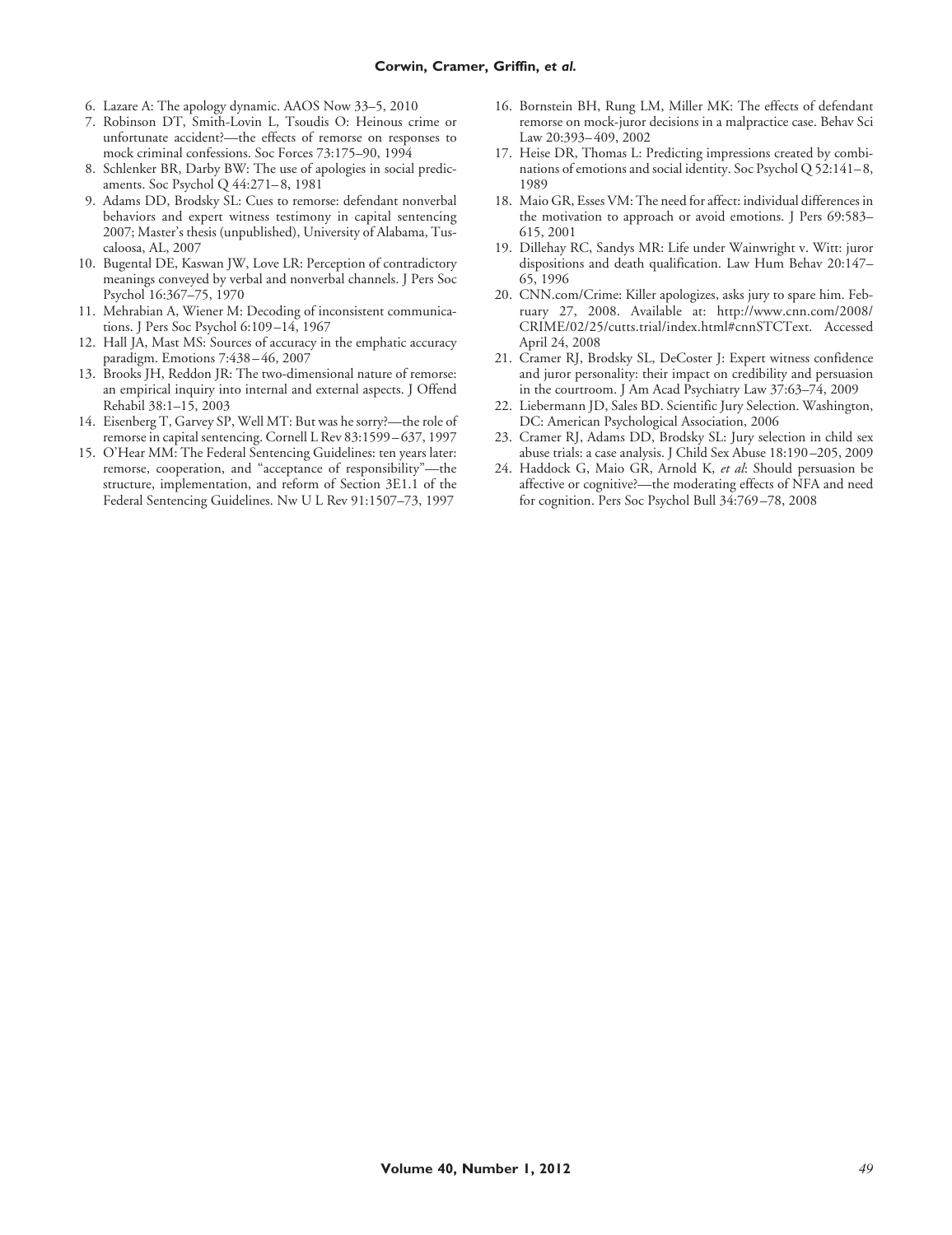6. Lazare A: The apology dynamic. AAOS Now 33–5, 2010
7. Robinson DT, Smith-Lovin L, Tsoudis O: Heinous crime or unfortunate accident?—the effects of remorse on responses to mock criminal confessions. Soc Forces 73:175–90, 1994
8. Schlenker BR, Darby BW: The use of apologies in social predicaments. Soc Psychol Q 44:271–8, 1981
9. Adams DD, Brodsky SL: Cues to remorse: defendant nonverbal behaviors and expert witness testimony in capital sentencing 2007; Master's thesis (unpublished), University of Alabama, Tuscaloosa, AL, 2007
10. Bugental DE, Kaswan JW, Love LR: Perception of contradictory meanings conveyed by verbal and nonverbal channels. J Pers Soc Psychol 16:367–75, 1970
11. Mehrabian A, Wiener M: Decoding of inconsistent communications. J Pers Soc Psychol 6:109–14, 1967
12. Hall JA, Mast MS: Sources of accuracy in the emphatic accuracy paradigm. Emotions 7:438–46, 2007
13. Brooks JH, Reddon JR: The two-dimensional nature of remorse: an empirical inquiry into internal and external aspects. J Offend Rehabil 38:1–15, 2003
14. Eisenberg T, Garvey SP, Well MT: But was he sorry?—the role of remorse in capital sentencing. Cornell L Rev 83:1599–637, 1997
15. O'Hear MM: The Federal Sentencing Guidelines: ten years later: remorse, cooperation, and "acceptance of responsibility"—the structure, implementation, and reform of Section 3E1.1 of the Federal Sentencing Guidelines. Nw U L Rev 91:1507–73, 1997
16. Bornstein BH, Rung LM, Miller MK: The effects of defendant remorse on mock-juror decisions in a malpractice case. Behav Sci Law 20:393–409, 2002
17. Heise DR, Thomas L: Predicting impressions created by combinations of emotions and social identity. Soc Psychol Q 52:141–8, 1989
18. Maio GR, Esses VM: The need for affect: individual differences in the motivation to approach or avoid emotions. J Pers 69:583–615, 2001
19. Dillehay RC, Sandys MR: Life under Wainwright v. Witt: juror dispositions and death qualification. Law Hum Behav 20:147–65, 1996
20. CNN.com/Crime: Killer apologizes, asks jury to spare him. February 27, 2008. Available at: http://www.cnn.com/2008/CRIME/02/25/cutts.trial/index.html#cnnSTCText. Accessed April 24, 2008
21. Cramer RJ, Brodsky SL, DeCoster J: Expert witness confidence and juror personality: their impact on credibility and persuasion in the courtroom. J Am Acad Psychiatry Law 37:63–74, 2009
22. Liebermann JD, Sales BD. Scientific Jury Selection. Washington, DC: American Psychological Association, 2006
23. Cramer RJ, Adams DD, Brodsky SL: Jury selection in child sex abuse trials: a case analysis. J Child Sex Abuse 18:190–205, 2009
24. Haddock G, Maio GR, Arnold K, *et al*: Should persuasion be affective or cognitive?—the moderating effects of NFA and need for cognition. Pers Soc Psychol Bull 34:769–78, 2008